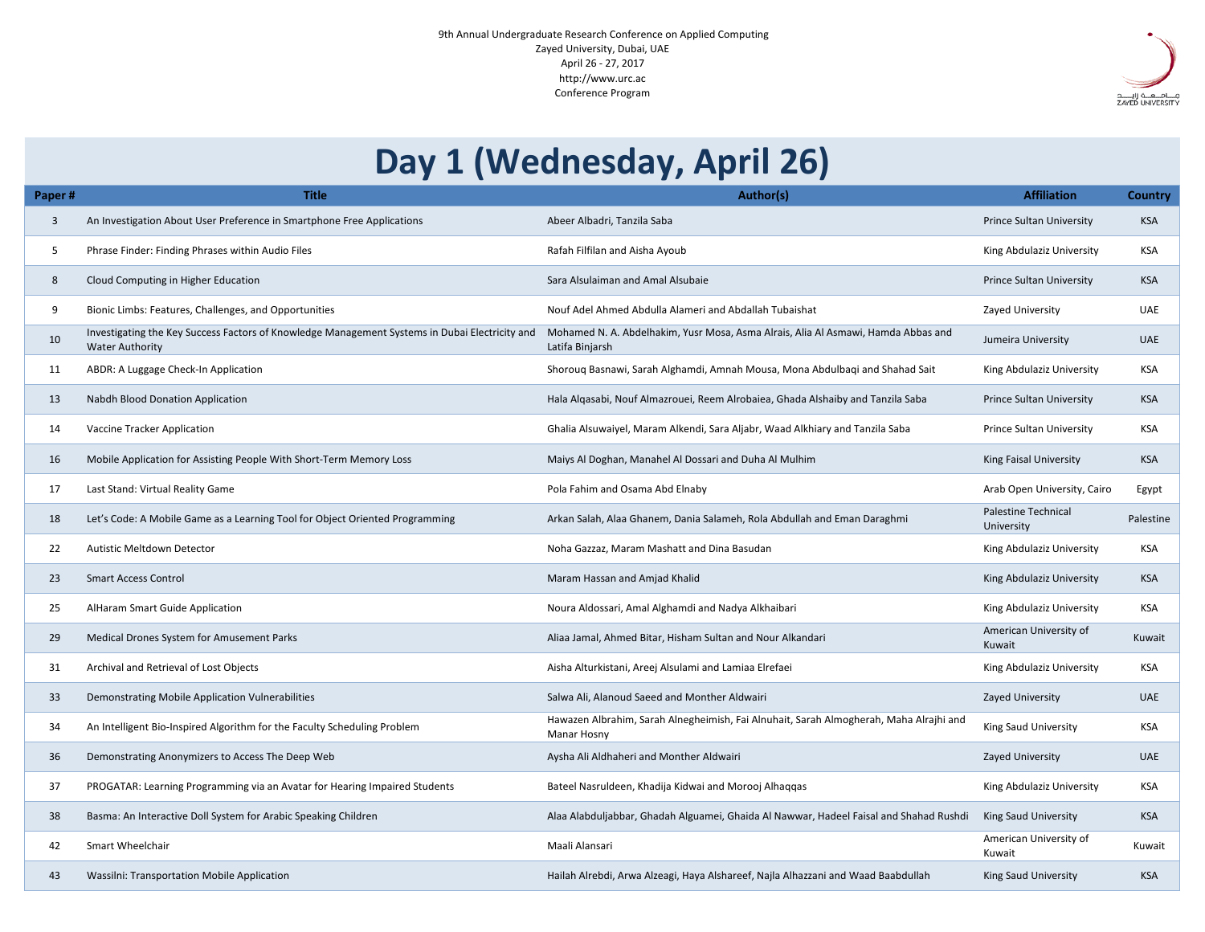9th Annual Undergraduate Research Conference on Applied Computing
Zayed University, Dubai, UAE
April 26 - 27, 2017
http://www.urc.ac
Conference Program

# Day 1 (Wednesday, April 26)

| Paper # | Title | Author(s) | Affiliation | Country |
|---|---|---|---|---|
| 3 | An Investigation About User Preference in Smartphone Free Applications | Abeer Albadri, Tanzila Saba | Prince Sultan University | KSA |
| 5 | Phrase Finder: Finding Phrases within Audio Files | Rafah Filfilan and Aisha Ayoub | King Abdulaziz University | KSA |
| 8 | Cloud Computing in Higher Education | Sara Alsulaiman and Amal Alsubaie | Prince Sultan University | KSA |
| 9 | Bionic Limbs: Features, Challenges, and Opportunities | Nouf Adel Ahmed Abdulla Alameri and Abdallah Tubaishat | Zayed University | UAE |
| 10 | Investigating the Key Success Factors of Knowledge Management Systems in Dubai Electricity and Water Authority | Mohamed N. A. Abdelhakim, Yusr Mosa, Asma Alrais, Alia Al Asmawi, Hamda Abbas and Latifa Binjarsh | Jumeira University | UAE |
| 11 | ABDR: A Luggage Check-In Application | Shorouq Basnawi, Sarah Alghamdi, Amnah Mousa, Mona Abdulbaqi and Shahad Sait | King Abdulaziz University | KSA |
| 13 | Nabdh Blood Donation Application | Hala Alqasabi, Nouf Almazrouei, Reem Alrobaiea, Ghada Alshaiby and Tanzila Saba | Prince Sultan University | KSA |
| 14 | Vaccine Tracker Application | Ghalia Alsuwaiyel, Maram Alkendi, Sara Aljabr, Waad Alkhiary and Tanzila Saba | Prince Sultan University | KSA |
| 16 | Mobile Application for Assisting People With Short-Term Memory Loss | Maiys Al Doghan, Manahel Al Dossari and Duha Al Mulhim | King Faisal University | KSA |
| 17 | Last Stand: Virtual Reality Game | Pola Fahim and Osama Abd Elnaby | Arab Open University, Cairo | Egypt |
| 18 | Let's Code: A Mobile Game as a Learning Tool for Object Oriented Programming | Arkan Salah, Alaa Ghanem, Dania Salameh, Rola Abdullah and Eman Daraghmi | Palestine Technical University | Palestine |
| 22 | Autistic Meltdown Detector | Noha Gazzaz, Maram Mashatt and Dina Basudan | King Abdulaziz University | KSA |
| 23 | Smart Access Control | Maram Hassan and Amjad Khalid | King Abdulaziz University | KSA |
| 25 | AlHaram Smart Guide Application | Noura Aldossari, Amal Alghamdi and Nadya Alkhaibari | King Abdulaziz University | KSA |
| 29 | Medical Drones System for Amusement Parks | Aliaa Jamal, Ahmed Bitar, Hisham Sultan and Nour Alkandari | American University of Kuwait | Kuwait |
| 31 | Archival and Retrieval of Lost Objects | Aisha Alturkistani, Areej Alsulami and Lamiaa Elrefaei | King Abdulaziz University | KSA |
| 33 | Demonstrating Mobile Application Vulnerabilities | Salwa Ali, Alanoud Saeed and Monther Aldwairi | Zayed University | UAE |
| 34 | An Intelligent Bio-Inspired Algorithm for the Faculty Scheduling Problem | Hawazen Albrahim, Sarah Alnegheimish, Fai Alnuhait, Sarah Almogherah, Maha Alrajhi and Manar Hosny | King Saud University | KSA |
| 36 | Demonstrating Anonymizers to Access The Deep Web | Aysha Ali Aldhaheri and Monther Aldwairi | Zayed University | UAE |
| 37 | PROGATAR: Learning Programming via an Avatar for Hearing Impaired Students | Bateel Nasruldeen, Khadija Kidwai and Morooj Alhaqqas | King Abdulaziz University | KSA |
| 38 | Basma: An Interactive Doll System for Arabic Speaking Children | Alaa Alabduljabbar, Ghadah Alguamei, Ghaida Al Nawwar, Hadeel Faisal and Shahad Rushdi | King Saud University | KSA |
| 42 | Smart Wheelchair | Maali Alansari | American University of Kuwait | Kuwait |
| 43 | Wassilni: Transportation Mobile Application | Hailah Alrebdi, Arwa Alzeagi, Haya Alshareef, Najla Alhazzani and Waad Baabdullah | King Saud University | KSA |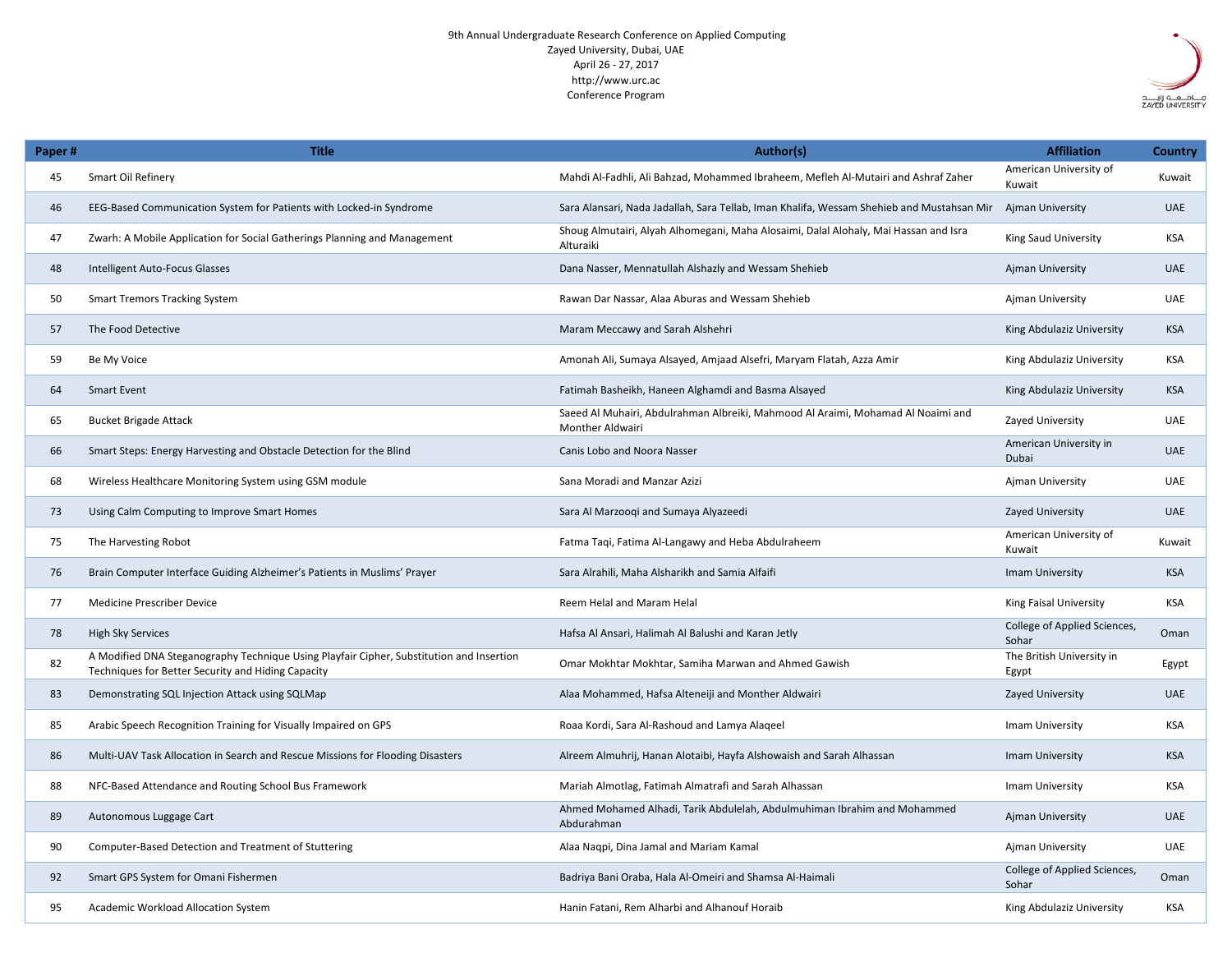9th Annual Undergraduate Research Conference on Applied Computing
Zayed University, Dubai, UAE
April 26 - 27, 2017
http://www.urc.ac
Conference Program

| Paper # | Title | Author(s) | Affiliation | Country |
|---|---|---|---|---|
| 45 | Smart Oil Refinery | Mahdi Al-Fadhli, Ali Bahzad, Mohammed Ibraheem, Mefleh Al-Mutairi and Ashraf Zaher | American University of Kuwait | Kuwait |
| 46 | EEG-Based Communication System for Patients with Locked-in Syndrome | Sara Alansari, Nada Jadallah, Sara Tellab, Iman Khalifa, Wessam Shehieb and Mustahsan Mir | Ajman University | UAE |
| 47 | Zwarh: A Mobile Application for Social Gatherings Planning and Management | Shoug Almutairi, Alyah Alhomegani, Maha Alosaimi, Dalal Alohaly, Mai Hassan and Isra Alturaiki | King Saud University | KSA |
| 48 | Intelligent Auto-Focus Glasses | Dana Nasser, Mennatullah Alshazly and Wessam Shehieb | Ajman University | UAE |
| 50 | Smart Tremors Tracking System | Rawan Dar Nassar, Alaa Aburas and Wessam Shehieb | Ajman University | UAE |
| 57 | The Food Detective | Maram Meccawy and Sarah Alshehri | King Abdulaziz University | KSA |
| 59 | Be My Voice | Amonah Ali, Sumaya Alsayed, Amjaad Alsefri, Maryam Flatah, Azza Amir | King Abdulaziz University | KSA |
| 64 | Smart Event | Fatimah Basheikh, Haneen Alghamdi and Basma Alsayed | King Abdulaziz University | KSA |
| 65 | Bucket Brigade Attack | Saeed Al Muhairi, Abdulrahman Albreiki, Mahmood Al Araimi, Mohamad Al Noaimi and Monther Aldwairi | Zayed University | UAE |
| 66 | Smart Steps: Energy Harvesting and Obstacle Detection for the Blind | Canis Lobo and Noora Nasser | American University in Dubai | UAE |
| 68 | Wireless Healthcare Monitoring System using GSM module | Sana Moradi and Manzar Azizi | Ajman University | UAE |
| 73 | Using Calm Computing to Improve Smart Homes | Sara Al Marzooqi and Sumaya Alyazeedi | Zayed University | UAE |
| 75 | The Harvesting Robot | Fatma Taqi, Fatima Al-Langawy and Heba Abdulraheem | American University of Kuwait | Kuwait |
| 76 | Brain Computer Interface Guiding Alzheimer's Patients in Muslims' Prayer | Sara Alrahili, Maha Alsharikh and Samia Alfaifi | Imam University | KSA |
| 77 | Medicine Prescriber Device | Reem Helal and Maram Helal | King Faisal University | KSA |
| 78 | High Sky Services | Hafsa Al Ansari, Halimah Al Balushi and Karan Jetly | College of Applied Sciences, Sohar | Oman |
| 82 | A Modified DNA Steganography Technique Using Playfair Cipher, Substitution and Insertion Techniques for Better Security and Hiding Capacity | Omar Mokhtar Mokhtar, Samiha Marwan and Ahmed Gawish | The British University in Egypt | Egypt |
| 83 | Demonstrating SQL Injection Attack using SQLMap | Alaa Mohammed, Hafsa Alteneiji and Monther Aldwairi | Zayed University | UAE |
| 85 | Arabic Speech Recognition Training for Visually Impaired on GPS | Roaa Kordi, Sara Al-Rashoud and Lamya Alaqeel | Imam University | KSA |
| 86 | Multi-UAV Task Allocation in Search and Rescue Missions for Flooding Disasters | Alreem Almuhrij, Hanan Alotaibi, Hayfa Alshowaish and Sarah Alhassan | Imam University | KSA |
| 88 | NFC-Based Attendance and Routing School Bus Framework | Mariah Almotlag, Fatimah Almatrafi and Sarah Alhassan | Imam University | KSA |
| 89 | Autonomous Luggage Cart | Ahmed Mohamed Alhadi, Tarik Abdulelah, Abdulmuhiman Ibrahim and Mohammed Abdurahman | Ajman University | UAE |
| 90 | Computer-Based Detection and Treatment of Stuttering | Alaa Naqpi, Dina Jamal and Mariam Kamal | Ajman University | UAE |
| 92 | Smart GPS System for Omani Fishermen | Badriya Bani Oraba, Hala Al-Omeiri and Shamsa Al-Haimali | College of Applied Sciences, Sohar | Oman |
| 95 | Academic Workload Allocation System | Hanin Fatani, Rem Alharbi and Alhanouf Horaib | King Abdulaziz University | KSA |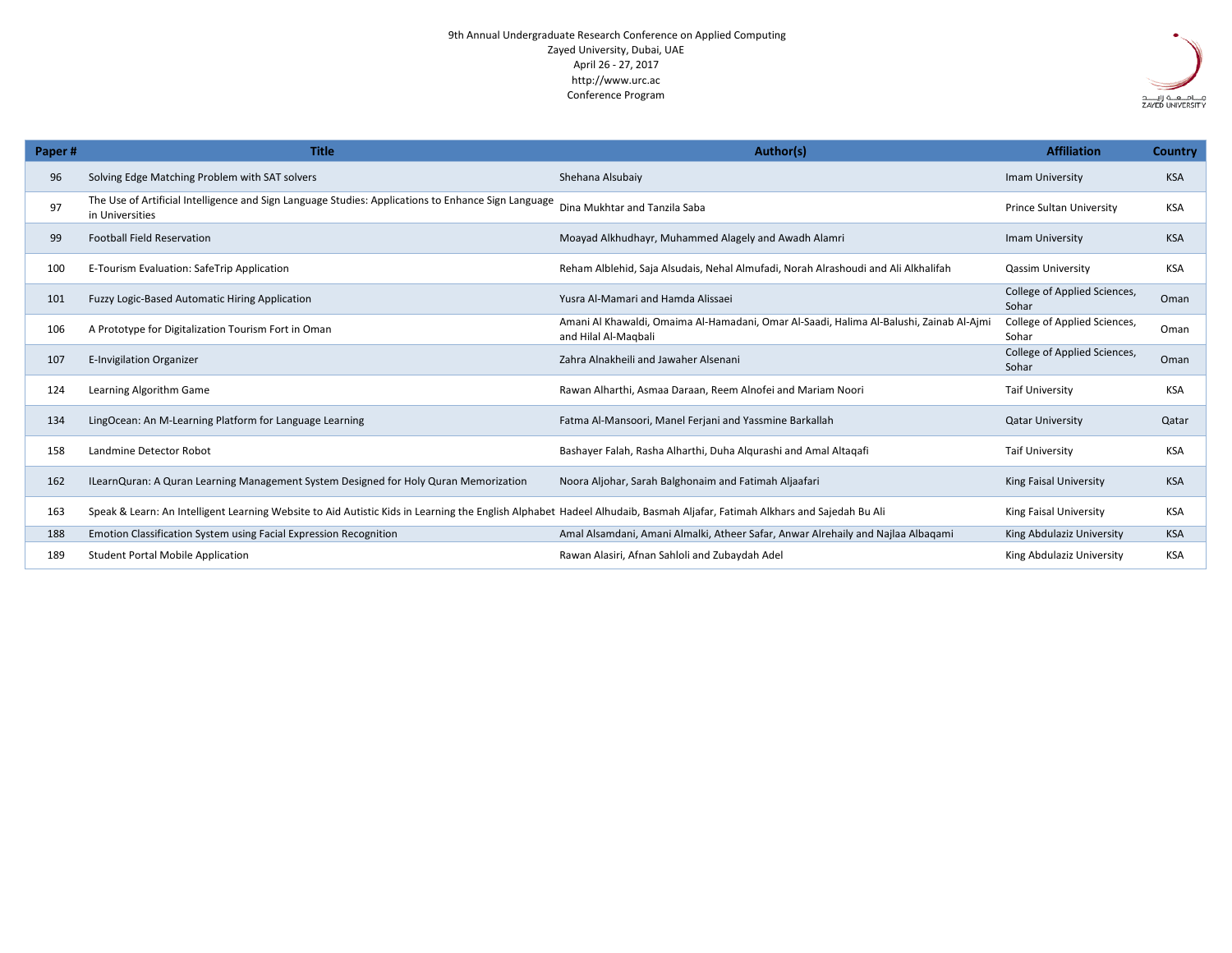9th Annual Undergraduate Research Conference on Applied Computing
Zayed University, Dubai, UAE
April 26 - 27, 2017
http://www.urc.ac
Conference Program

| Paper # | Title | Author(s) | Affiliation | Country |
|---|---|---|---|---|
| 96 | Solving Edge Matching Problem with SAT solvers | Shehana Alsubaiy | Imam University | KSA |
| 97 | The Use of Artificial Intelligence and Sign Language Studies: Applications to Enhance Sign Language in Universities | Dina Mukhtar and Tanzila Saba | Prince Sultan University | KSA |
| 99 | Football Field Reservation | Moayad Alkhudhayr, Muhammed Alagely and Awadh Alamri | Imam University | KSA |
| 100 | E-Tourism Evaluation: SafeTrip Application | Reham Alblehid, Saja Alsudais, Nehal Almufadi, Norah Alrashoudi and Ali Alkhalifah | Qassim University | KSA |
| 101 | Fuzzy Logic-Based Automatic Hiring Application | Yusra Al-Mamari and Hamda Alissaei | College of Applied Sciences, Sohar | Oman |
| 106 | A Prototype for Digitalization Tourism Fort in Oman | Amani Al Khawaldi, Omaima Al-Hamadani, Omar Al-Saadi, Halima Al-Balushi, Zainab Al-Ajmi and Hilal Al-Maqbali | College of Applied Sciences, Sohar | Oman |
| 107 | E-Invigilation Organizer | Zahra Alnakheili and Jawaher Alsenani | College of Applied Sciences, Sohar | Oman |
| 124 | Learning Algorithm Game | Rawan Alharthi, Asmaa Daraan, Reem Alnofei and Mariam Noori | Taif University | KSA |
| 134 | LingOcean: An M-Learning Platform for Language Learning | Fatma Al-Mansoori, Manel Ferjani and Yassmine Barkallah | Qatar University | Qatar |
| 158 | Landmine Detector Robot | Bashayer Falah, Rasha Alharthi, Duha Alqurashi and Amal Altaqafi | Taif University | KSA |
| 162 | ILearnQuran: A Quran Learning Management System Designed for Holy Quran Memorization | Noora Aljohar, Sarah Balghonaim and Fatimah Aljaafari | King Faisal University | KSA |
| 163 | Speak & Learn: An Intelligent Learning Website to Aid Autistic Kids in Learning the English Alphabet | Hadeel Alhudaib, Basmah Aljafar, Fatimah Alkhars and Sajedah Bu Ali | King Faisal University | KSA |
| 188 | Emotion Classification System using Facial Expression Recognition | Amal Alsamdani, Amani Almalki, Atheer Safar, Anwar Alrehaily and Najlaa Albaqami | King Abdulaziz University | KSA |
| 189 | Student Portal Mobile Application | Rawan Alasiri, Afnan Sahloli and Zubaydah Adel | King Abdulaziz University | KSA |